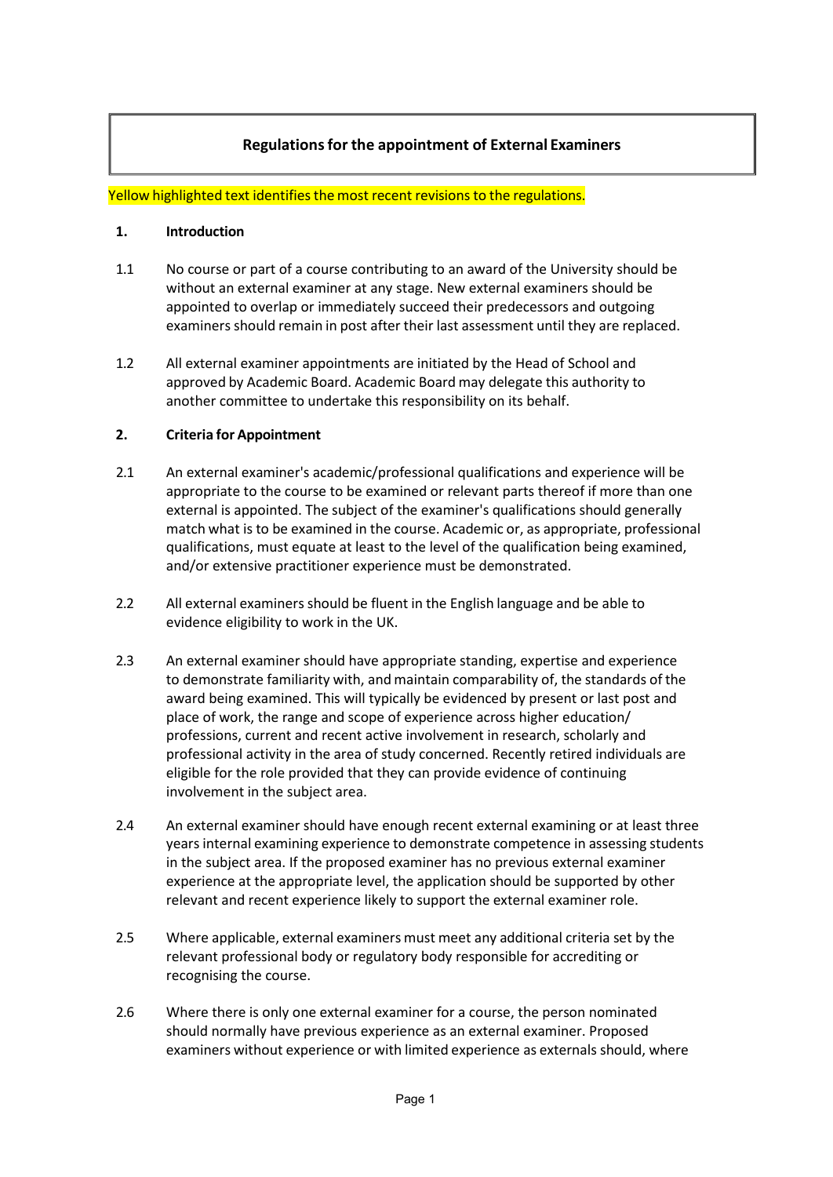# Regulations for the appointment of External Examiners

Yellow highlighted text identifies the most recent revisions to the regulations.

## 1. Introduction

1.1 No course or part of a course contributing to an award of the University should be without an external examiner at any stage. New external examiners should be appointed to overlap or immediately succeed their predecessors and outgoing examiners should remain in post after their last assessment until they are replaced.

1.2 All external examiner appointments are initiated by the Head of School and approved by Academic Board. Academic Board may delegate this authority to another committee to undertake this responsibility on its behalf.

## 2. Criteria for Appointment

2.1 An external examiner's academic/professional qualifications and experience will be appropriate to the course to be examined or relevant parts thereof if more than one external is appointed. The subject of the examiner's qualifications should generally match what is to be examined in the course. Academic or, as appropriate, professional qualifications, must equate at least to the level of the qualification being examined, and/or extensive practitioner experience must be demonstrated.

2.2 All external examiners should be fluent in the English language and be able to evidence eligibility to work in the UK.

2.3 An external examiner should have appropriate standing, expertise and experience to demonstrate familiarity with, and maintain comparability of, the standards of the award being examined. This will typically be evidenced by present or last post and place of work, the range and scope of experience across higher education/ professions, current and recent active involvement in research, scholarly and professional activity in the area of study concerned. Recently retired individuals are eligible for the role provided that they can provide evidence of continuing involvement in the subject area.

2.4 An external examiner should have enough recent external examining or at least three years internal examining experience to demonstrate competence in assessing students in the subject area. If the proposed examiner has no previous external examiner experience at the appropriate level, the application should be supported by other relevant and recent experience likely to support the external examiner role.

2.5 Where applicable, external examiners must meet any additional criteria set by the relevant professional body or regulatory body responsible for accrediting or recognising the course.

2.6 Where there is only one external examiner for a course, the person nominated should normally have previous experience as an external examiner. Proposed examiners without experience or with limited experience as externals should, where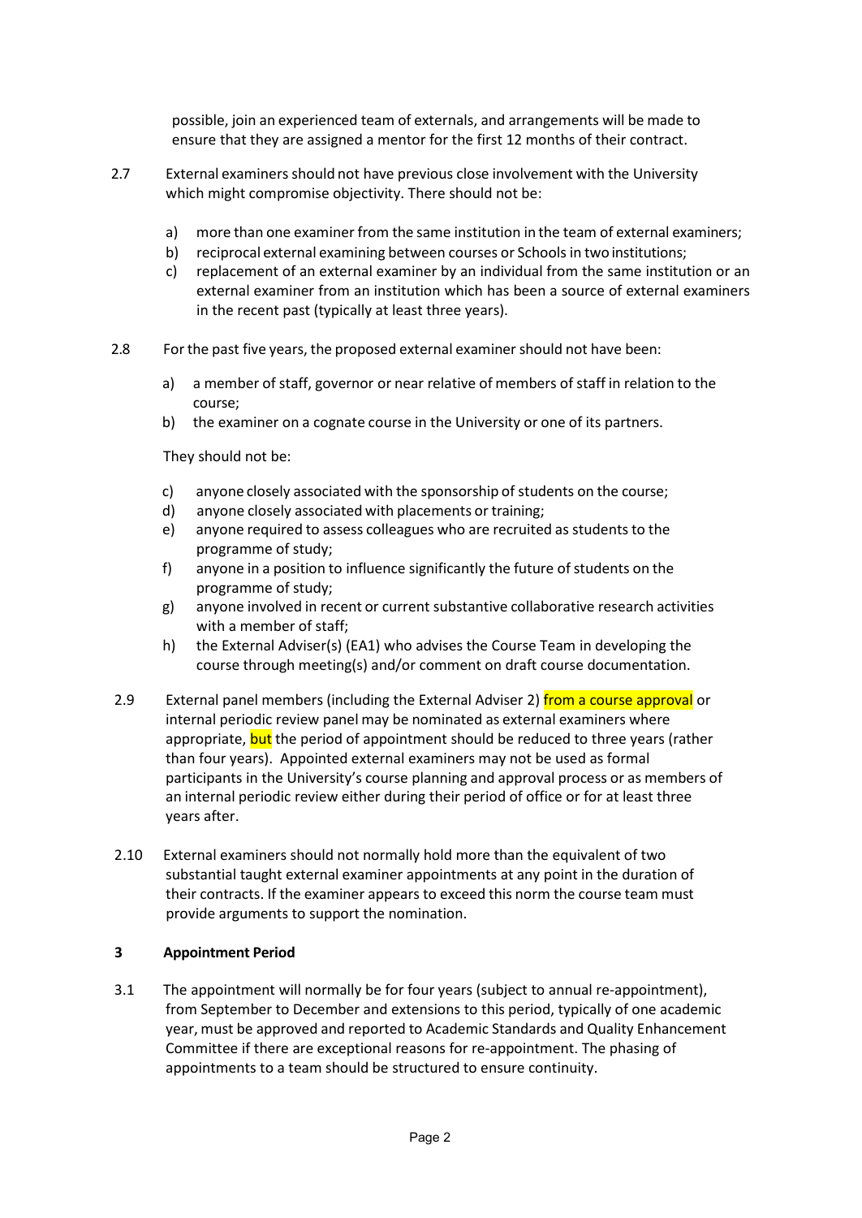possible, join an experienced team of externals, and arrangements will be made to ensure that they are assigned a mentor for the first 12 months of their contract.

2.7 External examiners should not have previous close involvement with the University which might compromise objectivity. There should not be:

a) more than one examiner from the same institution in the team of external examiners;
b) reciprocal external examining between courses or Schools in two institutions;
c) replacement of an external examiner by an individual from the same institution or an external examiner from an institution which has been a source of external examiners in the recent past (typically at least three years).

2.8 For the past five years, the proposed external examiner should not have been:

a) a member of staff, governor or near relative of members of staff in relation to the course;
b) the examiner on a cognate course in the University or one of its partners.

They should not be:

c) anyone closely associated with the sponsorship of students on the course;
d) anyone closely associated with placements or training;
e) anyone required to assess colleagues who are recruited as students to the programme of study;
f) anyone in a position to influence significantly the future of students on the programme of study;
g) anyone involved in recent or current substantive collaborative research activities with a member of staff;
h) the External Adviser(s) (EA1) who advises the Course Team in developing the course through meeting(s) and/or comment on draft course documentation.

2.9 External panel members (including the External Adviser 2) from a course approval or internal periodic review panel may be nominated as external examiners where appropriate, but the period of appointment should be reduced to three years (rather than four years). Appointed external examiners may not be used as formal participants in the University's course planning and approval process or as members of an internal periodic review either during their period of office or for at least three years after.

2.10 External examiners should not normally hold more than the equivalent of two substantial taught external examiner appointments at any point in the duration of their contracts. If the examiner appears to exceed this norm the course team must provide arguments to support the nomination.

## 3 Appointment Period

3.1 The appointment will normally be for four years (subject to annual re-appointment), from September to December and extensions to this period, typically of one academic year, must be approved and reported to Academic Standards and Quality Enhancement Committee if there are exceptional reasons for re-appointment. The phasing of appointments to a team should be structured to ensure continuity.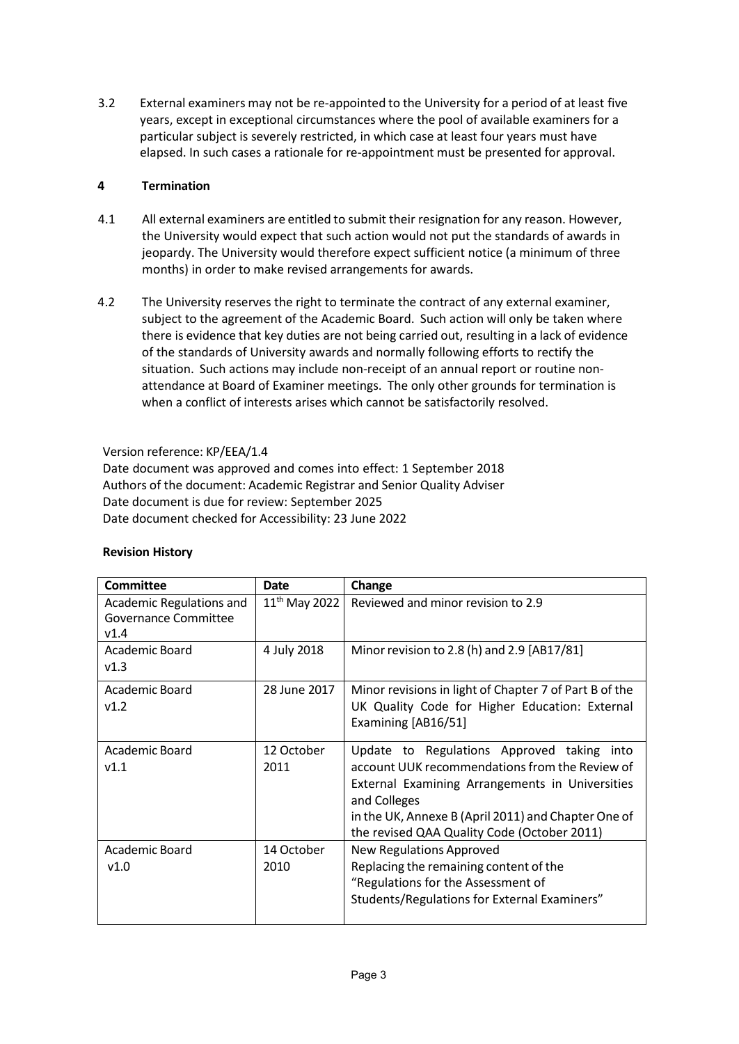3.2 External examiners may not be re-appointed to the University for a period of at least five years, except in exceptional circumstances where the pool of available examiners for a particular subject is severely restricted, in which case at least four years must have elapsed. In such cases a rationale for re-appointment must be presented for approval.

## 4 Termination

4.1 All external examiners are entitled to submit their resignation for any reason. However, the University would expect that such action would not put the standards of awards in jeopardy. The University would therefore expect sufficient notice (a minimum of three months) in order to make revised arrangements for awards.

4.2 The University reserves the right to terminate the contract of any external examiner, subject to the agreement of the Academic Board. Such action will only be taken where there is evidence that key duties are not being carried out, resulting in a lack of evidence of the standards of University awards and normally following efforts to rectify the situation. Such actions may include non-receipt of an annual report or routine non-attendance at Board of Examiner meetings. The only other grounds for termination is when a conflict of interests arises which cannot be satisfactorily resolved.

Version reference: KP/EEA/1.4
Date document was approved and comes into effect: 1 September 2018
Authors of the document: Academic Registrar and Senior Quality Adviser
Date document is due for review: September 2025
Date document checked for Accessibility: 23 June 2022

**Revision History**

| Committee | Date | Change |
|---|---|---|
| Academic Regulations and Governance Committee v1.4 | 11th May 2022 | Reviewed and minor revision to 2.9 |
| Academic Board v1.3 | 4 July 2018 | Minor revision to 2.8 (h) and 2.9 [AB17/81] |
| Academic Board v1.2 | 28 June 2017 | Minor revisions in light of Chapter 7 of Part B of the UK Quality Code for Higher Education: External Examining [AB16/51] |
| Academic Board v1.1 | 12 October 2011 | Update to Regulations Approved taking into account UUK recommendations from the Review of External Examining Arrangements in Universities and Colleges in the UK, Annexe B (April 2011) and Chapter One of the revised QAA Quality Code (October 2011) |
| Academic Board v1.0 | 14 October 2010 | New Regulations Approved Replacing the remaining content of the "Regulations for the Assessment of Students/Regulations for External Examiners" |